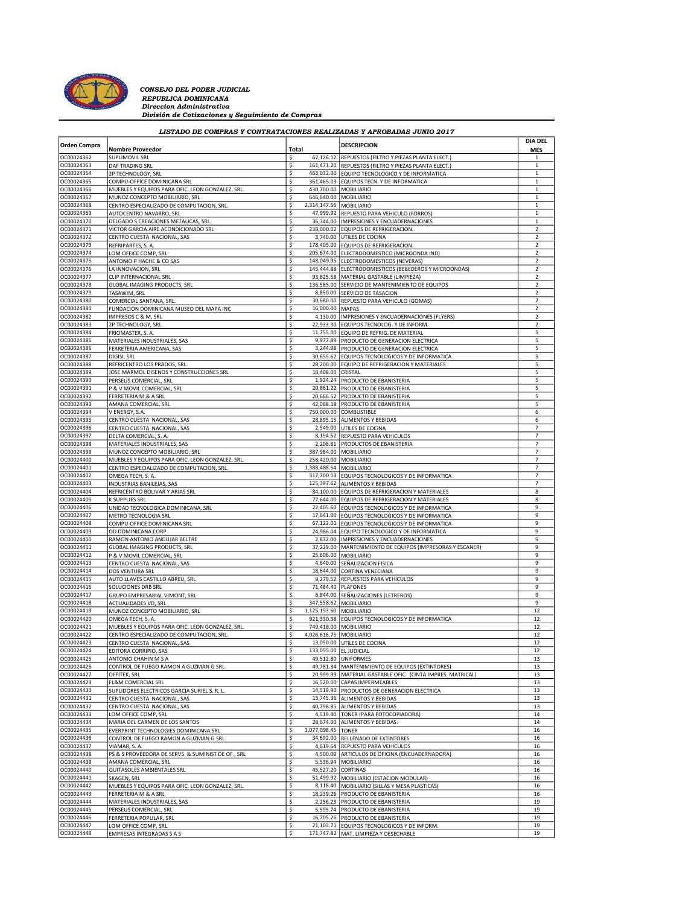*CONSEJO DEL PODER JUDICIAL*
*REPUBLICA DOMINICANA*
*Direccion Administrativa*
*División de Cotizaciones y Seguimiento de Compras*

**LISTADO DE COMPRAS Y CONTRATACIONES REALIZADAS Y APROBADAS JUNIO 2017**

| Orden Compra | Nombre Proveedor | Total | | DESCRIPCION | DIA DEL MES |
|---|---|---|---|---|---|
| OC00024362 | SUPLIMOVIL SRL | $ | 67,126.12 | REPUESTOS (FILTRO Y PIEZAS PLANTA ELECT.) | 1 |
| OC00024363 | DAF TRADING SRL | $ | 161,471.20 | REPUESTOS (FILTRO Y PIEZAS PLANTA ELECT.) | 1 |
| OC00024364 | 2P TECHNOLOGY, SRL | $ | 463,032.00 | EQUIPO TECNOLOGICO Y DE INFORMATICA | 1 |
| OC00024365 | COMPU-OFFICE DOMINICANA SRL | $ | 361,465.03 | EQUIPOS TECN. Y DE INFORMATICA | 1 |
| OC00024366 | MUEBLES Y EQUIPOS PARA OFIC. LEON GONZALEZ, SRL. | $ | 430,700.00 | MOBILIARIO | 1 |
| OC00024367 | MUNOZ CONCEPTO MOBILIARIO, SRL | $ | 646,640.00 | MOBILIARIO | 1 |
| OC00024368 | CENTRO ESPECIALIZADO DE COMPUTACION, SRL. | $ | 2,314,147.56 | MOBILIARIO | 1 |
| OC00024369 | AUTOCENTRO NAVARRO, SRL | $ | 47,999.92 | REPUESTO PARA VEHICULO (FORROS) | 1 |
| OC00024370 | DELGADO S CREACIONES METALICAS, SRL | $ | 36,344.00 | IMPRESIONES Y ENCUADERNACIONES | 1 |
| OC00024371 | VICTOR GARCIA AIRE ACONDICIONADO SRL | $ | 238,000.02 | EQUIPOS DE REFRIGERACION. | 2 |
| OC00024372 | CENTRO CUESTA NACIONAL, SAS | $ | 3,740.00 | UTILES DE COCINA | 2 |
| OC00024373 | REFRIPARTES, S. A. | $ | 178,405.00 | EQUIPOS DE REFRIGERACION. | 2 |
| OC00024374 | LOM OFFICE COMP, SRL | $ | 205,674.00 | ELECTRODOMESTICO (MICROONDA IND) | 2 |
| OC00024375 | ANTONIO P HACHE & CO SAS | $ | 148,049.95 | ELECTRODOMESTICOS (NEVERAS) | 2 |
| OC00024376 | LA INNOVACION, SRL | $ | 145,444.88 | ELECTRODOMESTICOS (BEBEDEROS Y MICROONDAS) | 2 |
| OC00024377 | CLIP INTERNACIONAL SRL | $ | 93,825.58 | MATERIAL GASTABLE (LIMPIEZA) | 2 |
| OC00024378 | GLOBAL IMAGING PRODUCTS, SRL | $ | 136,585.00 | SERVICIO DE MANTENIMIENTO DE EQUIPOS | 2 |
| OC00024379 | TASAWIM, SRL | $ | 8,850.00 | SERVICIO DE TASACION | 2 |
| OC00024380 | COMERCIAL SANTANA, SRL. | $ | 30,680.00 | REPUESTO PARA VEHICULO (GOMAS) | 2 |
| OC00024381 | FUNDACION DOMINICANA MUSEO DEL MAPA INC | $ | 16,000.00 | MAPAS | 2 |
| OC00024382 | IMPRESOS C & M, SRL | $ | 4,130.00 | IMPRESIONES Y ENCUADERNACIONES (FLYERS) | 2 |
| OC00024383 | 2P TECHNOLOGY, SRL | $ | 22,933.30 | EQUIPOS TECNOLOG. Y DE INFORM. | 2 |
| OC00024384 | FRIOMASTER, S. A. | $ | 11,755.00 | EQUIPO DE REFRIG. DE MATERIAL | 5 |
| OC00024385 | MATERIALES INDUSTRIALES, SAS | $ | 9,977.89 | PRODUCTO DE GENERACION ELECTRICA | 5 |
| OC00024386 | FERRETERIA AMERICANA, SAS | $ | 3,244.98 | PRODUCTO DE GENERACION ELECTRICA | 5 |
| OC00024387 | DIGISI, SRL | $ | 30,655.62 | EQUIPOS TECNOLOGICOS Y DE INFORMATICA | 5 |
| OC00024388 | REFRICENTRO LOS PRADOS, SRL. | $ | 28,200.00 | EQUIPO DE REFRIGERACION Y MATERIALES | 5 |
| OC00024389 | JOSE MARMOL DISENOS Y CONSTRUCCIONES SRL | $ | 18,408.00 | CRISTAL | 5 |
| OC00024390 | PERSEUS COMERCIAL, SRL | $ | 1,924.24 | PRODUCTO DE EBANISTERIA | 5 |
| OC00024391 | P & V MOVIL COMERCIAL, SRL | $ | 20,861.22 | PRODUCTO DE EBANISTERIA | 5 |
| OC00024392 | FERRETERIA M & A SRL | $ | 20,666.52 | PRODUCTO DE EBANISTERIA | 5 |
| OC00024393 | AMANA COMERCIAL, SRL | $ | 42,068.18 | PRODUCTO DE EBANISTERIA | 5 |
| OC00024394 | V ENERGY, S.A. | $ | 750,000.00 | COMBUSTIBLE | 6 |
| OC00024395 | CENTRO CUESTA NACIONAL, SAS | $ | 28,895.15 | ALIMENTOS Y BEBIDAS | 6 |
| OC00024396 | CENTRO CUESTA NACIONAL, SAS | $ | 2,549.00 | UTILES DE COCINA | 7 |
| OC00024397 | DELTA COMERCIAL, S. A. | $ | 8,154.52 | REPUESTO PARA VEHICULOS | 7 |
| OC00024398 | MATERIALES INDUSTRIALES, SAS | $ | 2,208.81 | PRODUCTOS DE EBANISTERIA | 7 |
| OC00024399 | MUNOZ CONCEPTO MOBILIARIO, SRL | $ | 387,984.00 | MOBILIARIO | 7 |
| OC00024400 | MUEBLES Y EQUIPOS PARA OFIC. LEON GONZALEZ, SRL. | $ | 258,420.00 | MOBILIARIO | 7 |
| OC00024401 | CENTRO ESPECIALIZADO DE COMPUTACION, SRL. | $ | 1,388,488.54 | MOBILIARIO | 7 |
| OC00024402 | OMEGA TECH, S. A. | $ | 317,700.13 | EQUIPOS TECNOLOGICOS Y DE INFORMATICA | 7 |
| OC00024403 | INDUSTRIAS BANILEJAS, SAS | $ | 125,397.62 | ALIMENTOS Y BEBIDAS | 7 |
| OC00024404 | REFRICENTRO BOLIVAR Y ARIAS SRL | $ | 84,100.00 | EQUIPOS DE REFRIGERACION Y MATERIALES | 8 |
| OC00024405 | K SUPPLIES SRL | $ | 77,644.00 | EQUIPOS DE REFRIGERACION Y MATERIALES | 8 |
| OC00024406 | UNIDAD TECNOLOGICA DOMINICANA, SRL | $ | 22,405.60 | EQUIPOS TECNOLOGICOS Y DE INFORMATICA | 9 |
| OC00024407 | METRO TECNOLOGIA SRL | $ | 17,641.00 | EQUIPOS TECNOLOGICOS Y DE INFORMATICA | 9 |
| OC00024408 | COMPU-OFFICE DOMINICANA SRL | $ | 67,122.01 | EQUIPOS TECNOLOGICOS Y DE INFORMATICA | 9 |
| OC00024409 | OD DOMINICANA CORP | $ | 24,986.04 | EQUIPO TECNOLOGICO Y DE INFORMATICA | 9 |
| OC00024410 | RAMON ANTONIO ANDUJAR BELTRE | $ | 2,832.00 | IMPRESIONES Y ENCUADERNACIONES | 9 |
| OC00024411 | GLOBAL IMAGING PRODUCTS, SRL | $ | 37,229.00 | MANTENIMIENTO DE EQUIPOS (IMPRESORAS Y ESCANER) | 9 |
| OC00024412 | P & V MOVIL COMERCIAL, SRL | $ | 25,606.00 | MOBILIARIO | 9 |
| OC00024413 | CENTRO CUESTA NACIONAL, SAS | $ | 4,640.00 | SEÑALIZACION FISICA | 9 |
| OC00024414 | DOS VENTURA SRL | $ | 18,644.00 | CORTINA VENECIANA | 9 |
| OC00024415 | AUTO LLAVES CASTILLO ABREU, SRL | $ | 9,279.52 | REPUESTOS PARA VEHICULOS | 9 |
| OC00024416 | SOLUCIONES DRB SRL | $ | 71,484.40 | PLAFONES | 9 |
| OC00024417 | GRUPO EMPRESARIAL VIMONT, SRL | $ | 6,844.00 | SEÑALIZACIONES (LETREROS) | 9 |
| OC00024418 | ACTUALIDADES VD, SRL | $ | 347,558.62 | MOBILIARIO | 9 |
| OC00024419 | MUNOZ CONCEPTO MOBILIARIO, SRL | $ | 1,125,153.60 | MOBILIARIO | 12 |
| OC00024420 | OMEGA TECH, S. A. | $ | 921,330.38 | EQUIPOS TECNOLOGICOS Y DE INFORMATICA | 12 |
| OC00024421 | MUEBLES Y EQUIPOS PARA OFIC. LEON GONZALEZ, SRL. | $ | 749,418.00 | MOBILIARIO | 12 |
| OC00024422 | CENTRO ESPECIALIZADO DE COMPUTACION, SRL. | $ | 4,026,616.75 | MOBILIARIO | 12 |
| OC00024423 | CENTRO CUESTA NACIONAL, SAS | $ | 13,050.00 | UTILES DE COCINA | 12 |
| OC00024424 | EDITORA CORRIPIO, SAS | $ | 133,055.00 | EL JUDICIAL | 12 |
| OC00024425 | ANTONIO CHAHIN M S A | $ | 49,512.80 | UNIFORMES | 13 |
| OC00024426 | CONTROL DE FUEGO RAMON A GUZMAN G SRL | $ | 49,781.84 | MANTENIMIENTO DE EQUIPOS (EXTINTORES) | 13 |
| OC00024427 | OFFITEK, SRL | $ | 20,999.99 | MATERIAL GASTABLE OFIC. (CINTA IMPRES. MATRICAL) | 13 |
| OC00024429 | FL&M COMERCIAL SRL | $ | 16,520.00 | CAPAS IMPERMEABLES | 13 |
| OC00024430 | SUPLIDORES ELECTRICOS GARCIA SURIEL S. R. L. | $ | 14,519.90 | PRODUCTOS DE GENERACION ELECTRICA | 13 |
| OC00024431 | CENTRO CUESTA NACIONAL, SAS | $ | 13,745.36 | ALIMENTOS Y BEBIDAS | 13 |
| OC00024432 | CENTRO CUESTA NACIONAL, SAS | $ | 40,798.85 | ALIMENTOS Y BEBIDAS | 13 |
| OC00024433 | LOM OFFICE COMP, SRL | $ | 4,519.40 | TONER (PARA FOTOCOPIADORA) | 14 |
| OC00024434 | MARIA DEL CARMEN DE LOS SANTOS | $ | 28,674.00 | ALIMENTOS Y BEBIDAS. | 14 |
| OC00024435 | EVERPRINT TECHNOLOGIES DOMINICANA SRL | $ | 1,077,098.45 | TONER | 16 |
| OC00024436 | CONTROL DE FUEGO RAMON A GUZMAN G SRL | $ | 34,692.00 | RELLENADO DE EXTINTORES | 16 |
| OC00024437 | VIAMAR, S. A. | $ | 4,619.64 | REPUESTO PARA VEHICULOS | 16 |
| OC00024438 | PS & S PROVEEDORA DE SERVS. & SUMINIST DE OF., SRL | $ | 4,500.00 | ARTICULOS DE OFICINA (ENCUADERNADORA) | 16 |
| OC00024439 | AMANA COMERCIAL, SRL | $ | 5,536.94 | MOBILIARIO | 16 |
| OC00024440 | QUITASOLES AMBIENTALES SRL | $ | 45,527.20 | CORTINAS | 16 |
| OC00024441 | SKAGEN, SRL | $ | 51,499.92 | MOBILIARIO (ESTACION MODULAR) | 16 |
| OC00024442 | MUEBLES Y EQUIPOS PARA OFIC. LEON GONZALEZ, SRL. | $ | 8,118.40 | MOBILIARIO (SILLAS Y MESA PLASTICAS) | 16 |
| OC00024443 | FERRETERIA M & A SRL | $ | 18,239.26 | PRODUCTO DE EBANISTERIA | 16 |
| OC00024444 | MATERIALES INDUSTRIALES, SAS | $ | 2,256.23 | PRODUCTO DE EBANISTERIA | 19 |
| OC00024445 | PERSEUS COMERCIAL, SRL | $ | 5,595.74 | PRODUCTO DE EBANISTERIA | 19 |
| OC00024446 | FERRETERIA POPULAR, SRL | $ | 16,705.26 | PRODUCTO DE EBANISTERIA | 19 |
| OC00024447 | LOM OFFICE COMP, SRL | $ | 21,103.71 | EQUIPOS TECNOLOGICOS Y DE INFORM. | 19 |
| OC00024448 | EMPRESAS INTEGRADAS S A S | $ | 171,747.82 | MAT. LIMPIEZA Y DESECHABLE | 19 |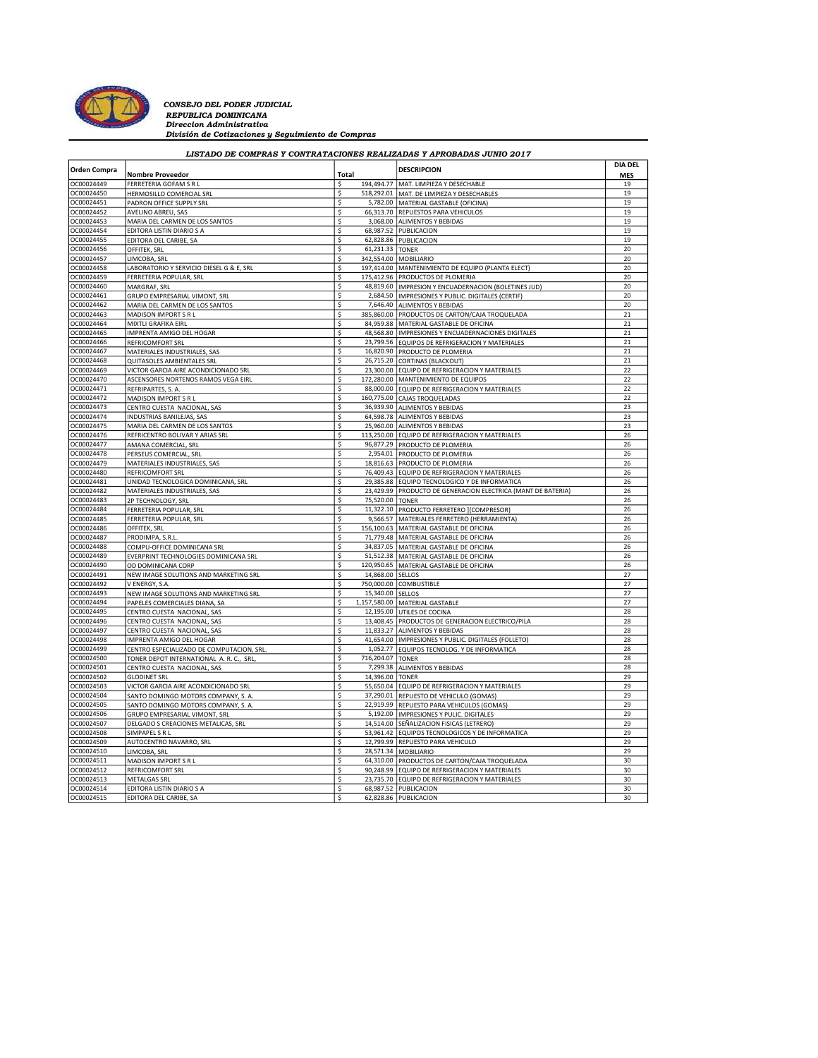*CONSEJO DEL PODER JUDICIAL*
*REPUBLICA DOMINICANA*
*Direccion Administrativa*
*División de Cotizaciones y Seguimiento de Compras*

**LISTADO DE COMPRAS Y CONTRATACIONES REALIZADAS Y APROBADAS JUNIO 2017**

| Orden Compra | Nombre Proveedor | Total | DESCRIPCION | DIA DEL MES |
|---|---|---|---|---|
| OC00024449 | FERRETERIA GOFAM S R L | $ 194,494.77 | MAT. LIMPIEZA Y DESECHABLE | 19 |
| OC00024450 | HERMOSILLO COMERCIAL SRL | $ 518,292.01 | MAT. DE LIMPIEZA Y DESECHABLES | 19 |
| OC00024451 | PADRON OFFICE SUPPLY SRL | $ 5,782.00 | MATERIAL GASTABLE (OFICINA) | 19 |
| OC00024452 | AVELINO ABREU, SAS | $ 66,313.70 | REPUESTOS PARA VEHICULOS | 19 |
| OC00024453 | MARIA DEL CARMEN DE LOS SANTOS | $ 3,068.00 | ALIMENTOS Y BEBIDAS | 19 |
| OC00024454 | EDITORA LISTIN DIARIO S A | $ 68,987.52 | PUBLICACION | 19 |
| OC00024455 | EDITORA DEL CARIBE, SA | $ 62,828.86 | PUBLICACION | 19 |
| OC00024456 | OFFITEK, SRL | $ 61,231.33 | TONER | 20 |
| OC00024457 | LIMCOBA, SRL | $ 342,554.00 | MOBILIARIO | 20 |
| OC00024458 | LABORATORIO Y SERVICIO DIESEL G & E, SRL | $ 197,414.00 | MANTENIMIENTO DE EQUIPO (PLANTA ELECT) | 20 |
| OC00024459 | FERRETERIA POPULAR, SRL | $ 175,412.96 | PRODUCTOS DE PLOMERIA | 20 |
| OC00024460 | MARGRAF, SRL | $ 48,819.60 | IMPRESION Y ENCUADERNACION (BOLETINES JUD) | 20 |
| OC00024461 | GRUPO EMPRESARIAL VIMONT, SRL | $ 2,684.50 | IMPRESIONES Y PUBLIC. DIGITALES (CERTIF) | 20 |
| OC00024462 | MARIA DEL CARMEN DE LOS SANTOS | $ 7,646.40 | ALIMENTOS Y BEBIDAS | 20 |
| OC00024463 | MADISON IMPORT S R L | $ 385,860.00 | PRODUCTOS DE CARTON/CAJA TROQUELADA | 21 |
| OC00024464 | MIXTLI GRAFIKA EIRL | $ 84,959.88 | MATERIAL GASTABLE DE OFICINA | 21 |
| OC00024465 | IMPRENTA AMIGO DEL HOGAR | $ 48,568.80 | IMPRESIONES Y ENCUADERNACIONES DIGITALES | 21 |
| OC00024466 | REFRICOMFORT SRL | $ 23,799.56 | EQUIPOS DE REFRIGERACION Y MATERIALES | 21 |
| OC00024467 | MATERIALES INDUSTRIALES, SAS | $ 16,820.90 | PRODUCTO DE PLOMERIA | 21 |
| OC00024468 | QUITASOLES AMBIENTALES SRL | $ 26,715.20 | CORTINAS (BLACKOUT) | 21 |
| OC00024469 | VICTOR GARCIA AIRE ACONDICIONADO SRL | $ 23,300.00 | EQUIPO DE REFRIGERACION Y MATERIALES | 22 |
| OC00024470 | ASCENSORES NORTENOS RAMOS VEGA EIRL | $ 172,280.00 | MANTENIMIENTO DE EQUIPOS | 22 |
| OC00024471 | REFRIPARTES, S. A. | $ 88,000.00 | EQUIPO DE REFRIGERACION Y MATERIALES | 22 |
| OC00024472 | MADISON IMPORT S R L | $ 160,775.00 | CAJAS TROQUELADAS | 22 |
| OC00024473 | CENTRO CUESTA NACIONAL, SAS | $ 36,939.90 | ALIMENTOS Y BEBIDAS | 23 |
| OC00024474 | INDUSTRIAS BANILEJAS, SAS | $ 64,598.78 | ALIMENTOS Y BEBIDAS | 23 |
| OC00024475 | MARIA DEL CARMEN DE LOS SANTOS | $ 25,960.00 | ALIMENTOS Y BEBIDAS | 23 |
| OC00024476 | REFRICENTRO BOLIVAR Y ARIAS SRL | $ 113,250.00 | EQUIPO DE REFRIGERACION Y MATERIALES | 26 |
| OC00024477 | AMANA COMERCIAL, SRL | $ 96,877.29 | PRODUCTO DE PLOMERIA | 26 |
| OC00024478 | PERSEUS COMERCIAL, SRL | $ 2,954.01 | PRODUCTO DE PLOMERIA | 26 |
| OC00024479 | MATERIALES INDUSTRIALES, SAS | $ 18,816.63 | PRODUCTO DE PLOMERIA | 26 |
| OC00024480 | REFRICOMFORT SRL | $ 76,409.43 | EQUIPO DE REFRIGERACION Y MATERIALES | 26 |
| OC00024481 | UNIDAD TECNOLOGICA DOMINICANA, SRL | $ 29,385.88 | EQUIPO TECNOLOGICO Y DE INFORMATICA | 26 |
| OC00024482 | MATERIALES INDUSTRIALES, SAS | $ 23,429.99 | PRODUCTO DE GENERACION ELECTRICA (MANT DE BATERIA) | 26 |
| OC00024483 | 2P TECHNOLOGY, SRL | $ 75,520.00 | TONER | 26 |
| OC00024484 | FERRETERIA POPULAR, SRL | $ 11,322.10 | PRODUCTO FERRETERO ](COMPRESOR) | 26 |
| OC00024485 | FERRETERIA POPULAR, SRL | $ 9,566.57 | MATERIALES FERRETERO (HERRAMIENTA) | 26 |
| OC00024486 | OFFITEK, SRL | $ 156,100.63 | MATERIAL GASTABLE DE OFICINA | 26 |
| OC00024487 | PRODIMPA, S.R.L. | $ 71,779.48 | MATERIAL GASTABLE DE OFICINA | 26 |
| OC00024488 | COMPU-OFFICE DOMINICANA SRL | $ 34,837.05 | MATERIAL GASTABLE DE OFICINA | 26 |
| OC00024489 | EVERPRINT TECHNOLOGIES DOMINICANA SRL | $ 51,512.38 | MATERIAL GASTABLE DE OFICINA | 26 |
| OC00024490 | OD DOMINICANA CORP | $ 120,950.65 | MATERIAL GASTABLE DE OFICINA | 26 |
| OC00024491 | NEW IMAGE SOLUTIONS AND MARKETING SRL | $ 14,868.00 | SELLOS | 27 |
| OC00024492 | V ENERGY, S.A. | $ 750,000.00 | COMBUSTIBLE | 27 |
| OC00024493 | NEW IMAGE SOLUTIONS AND MARKETING SRL | $ 15,340.00 | SELLOS | 27 |
| OC00024494 | PAPELES COMERCIALES DIANA, SA | $ 1,157,580.00 | MATERIAL GASTABLE | 27 |
| OC00024495 | CENTRO CUESTA NACIONAL, SAS | $ 12,195.00 | UTILES DE COCINA | 28 |
| OC00024496 | CENTRO CUESTA NACIONAL, SAS | $ 13,408.45 | PRODUCTOS DE GENERACION ELECTRICO/PILA | 28 |
| OC00024497 | CENTRO CUESTA NACIONAL, SAS | $ 11,833.27 | ALIMENTOS Y BEBIDAS | 28 |
| OC00024498 | IMPRENTA AMIGO DEL HOGAR | $ 41,654.00 | IMPRESIONES Y PUBLIC. DIGITALES (FOLLETO) | 28 |
| OC00024499 | CENTRO ESPECIALIZADO DE COMPUTACION, SRL. | $ 1,052.77 | EQUIPOS TECNOLOG. Y DE INFORMATICA | 28 |
| OC00024500 | TONER DEPOT INTERNATIONAL A. R. C., SRL, | $ 716,204.07 | TONER | 28 |
| OC00024501 | CENTRO CUESTA NACIONAL, SAS | $ 7,299.38 | ALIMENTOS Y BEBIDAS | 28 |
| OC00024502 | GLODINET SRL | $ 14,396.00 | TONER | 29 |
| OC00024503 | VICTOR GARCIA AIRE ACONDICIONADO SRL | $ 55,650.04 | EQUIPO DE REFRIGERACION Y MATERIALES | 29 |
| OC00024504 | SANTO DOMINGO MOTORS COMPANY, S. A. | $ 37,290.01 | REPUESTO DE VEHICULO (GOMAS) | 29 |
| OC00024505 | SANTO DOMINGO MOTORS COMPANY, S. A. | $ 22,919.99 | REPUESTO PARA VEHICULOS (GOMAS) | 29 |
| OC00024506 | GRUPO EMPRESARIAL VIMONT, SRL | $ 5,192.00 | IMPRESIONES Y PULIC. DIGITALES | 29 |
| OC00024507 | DELGADO S CREACIONES METALICAS, SRL | $ 14,514.00 | SEÑALIZACION FISICAS (LETRERO) | 29 |
| OC00024508 | SIMPAPEL S R L | $ 53,961.42 | EQUIPOS TECNOLOGICOS Y DE INFORMATICA | 29 |
| OC00024509 | AUTOCENTRO NAVARRO, SRL | $ 12,799.99 | REPUESTO PARA VEHICULO | 29 |
| OC00024510 | LIMCOBA, SRL | $ 28,571.34 | MOBILIARIO | 29 |
| OC00024511 | MADISON IMPORT S R L | $ 64,310.00 | PRODUCTOS DE CARTON/CAJA TROQUELADA | 30 |
| OC00024512 | REFRICOMFORT SRL | $ 90,248.99 | EQUIPO DE REFRIGERACION Y MATERIALES | 30 |
| OC00024513 | METALGAS SRL | $ 23,735.70 | EQUIPO DE REFRIGERACION Y MATERIALES | 30 |
| OC00024514 | EDITORA LISTIN DIARIO S A | $ 68,987.52 | PUBLICACION | 30 |
| OC00024515 | EDITORA DEL CARIBE, SA | $ 62,828.86 | PUBLICACION | 30 |